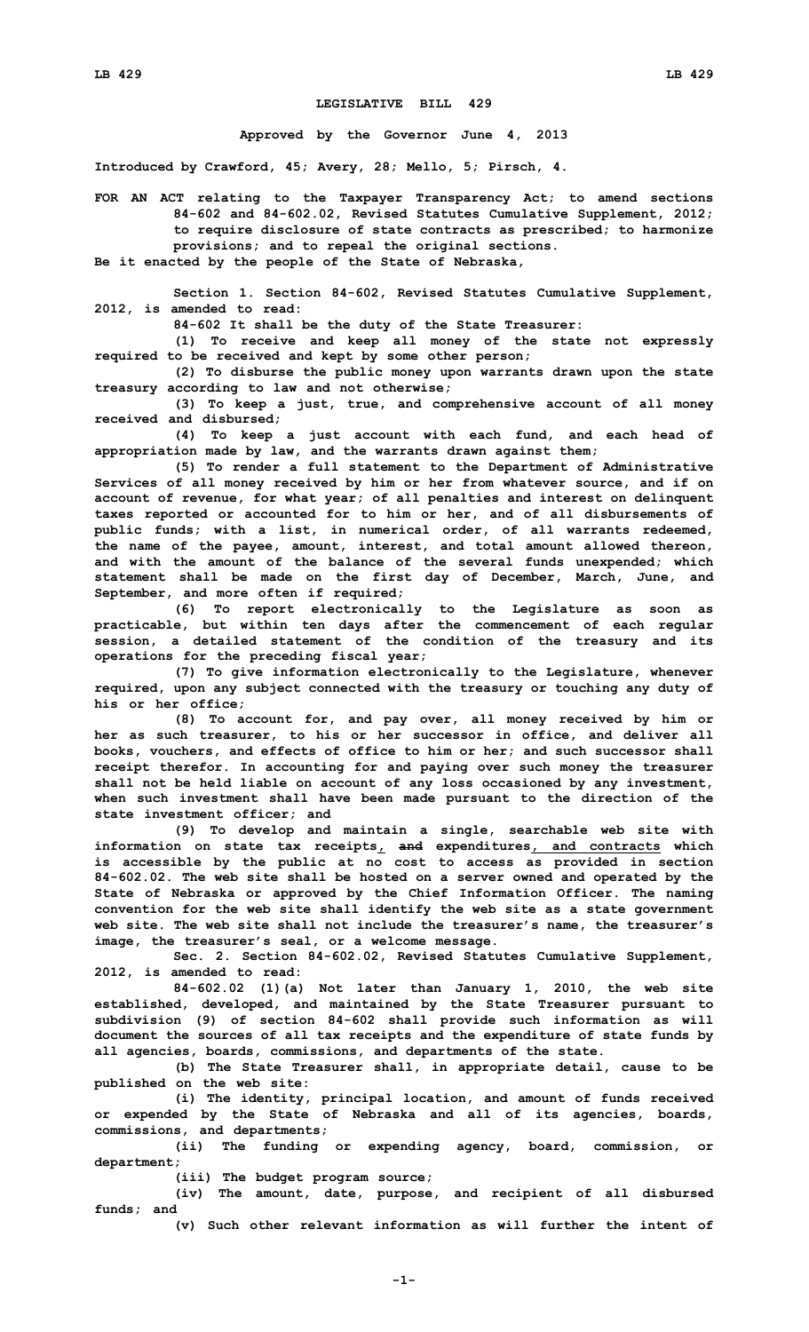**LEGISLATIVE BILL 429**

**Approved by the Governor June 4, 2013**

**Introduced by Crawford, 45; Avery, 28; Mello, 5; Pirsch, 4.**

**FOR AN ACT relating to the Taxpayer Transparency Act; to amend sections 84-602 and 84-602.02, Revised Statutes Cumulative Supplement, 2012; to require disclosure of state contracts as prescribed; to harmonize provisions; and to repeal the original sections.**

**Be it enacted by the people of the State of Nebraska,**

**Section 1. Section 84-602, Revised Statutes Cumulative Supplement, 2012, is amended to read:**

**84-602 It shall be the duty of the State Treasurer:**

**(1) To receive and keep all money of the state not expressly required to be received and kept by some other person;**

**(2) To disburse the public money upon warrants drawn upon the state treasury according to law and not otherwise;**

**(3) To keep a just, true, and comprehensive account of all money received and disbursed;**

**(4) To keep a just account with each fund, and each head of appropriation made by law, and the warrants drawn against them;**

**(5) To render a full statement to the Department of Administrative Services of all money received by him or her from whatever source, and if on account of revenue, for what year; of all penalties and interest on delinquent taxes reported or accounted for to him or her, and of all disbursements of public funds; with a list, in numerical order, of all warrants redeemed, the name of the payee, amount, interest, and total amount allowed thereon, and with the amount of the balance of the several funds unexpended; which statement shall be made on the first day of December, March, June, and September, and more often if required;**

**(6) To report electronically to the Legislature as soon as practicable, but within ten days after the commencement of each regular session, a detailed statement of the condition of the treasury and its operations for the preceding fiscal year;**

**(7) To give information electronically to the Legislature, whenever required, upon any subject connected with the treasury or touching any duty of his or her office;**

**(8) To account for, and pay over, all money received by him or her as such treasurer, to his or her successor in office, and deliver all books, vouchers, and effects of office to him or her; and such successor shall receipt therefor. In accounting for and paying over such money the treasurer shall not be held liable on account of any loss occasioned by any investment, when such investment shall have been made pursuant to the direction of the state investment officer; and**

**(9) To develop and maintain a single, searchable web site with information on state tax receipts, ~~and~~ expenditures, and contracts which is accessible by the public at no cost to access as provided in section 84-602.02. The web site shall be hosted on a server owned and operated by the State of Nebraska or approved by the Chief Information Officer. The naming convention for the web site shall identify the web site as a state government web site. The web site shall not include the treasurer's name, the treasurer's image, the treasurer's seal, or a welcome message.**

**Sec. 2. Section 84-602.02, Revised Statutes Cumulative Supplement, 2012, is amended to read:**

**84-602.02 (1)(a) Not later than January 1, 2010, the web site established, developed, and maintained by the State Treasurer pursuant to subdivision (9) of section 84-602 shall provide such information as will document the sources of all tax receipts and the expenditure of state funds by all agencies, boards, commissions, and departments of the state.**

**(b) The State Treasurer shall, in appropriate detail, cause to be published on the web site:**

**(i) The identity, principal location, and amount of funds received or expended by the State of Nebraska and all of its agencies, boards, commissions, and departments;**

**(ii) The funding or expending agency, board, commission, or department;**

**(iii) The budget program source;**

**(iv) The amount, date, purpose, and recipient of all disbursed funds; and**

**(v) Such other relevant information as will further the intent of**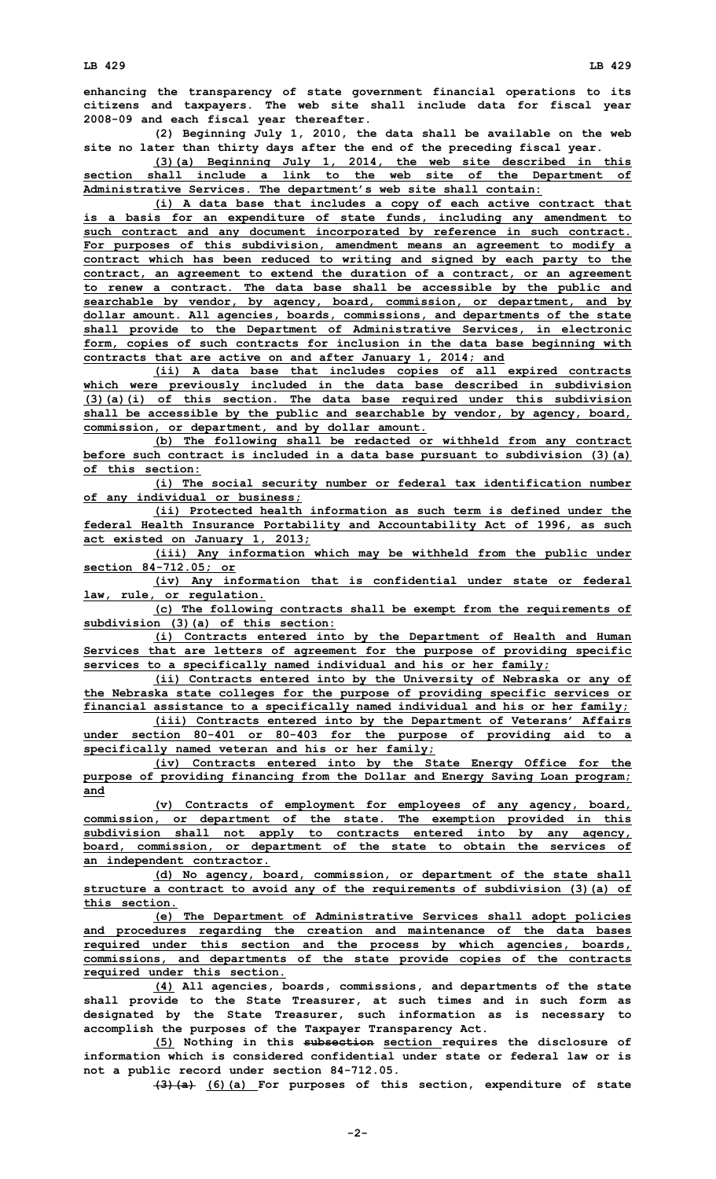enhancing the transparency of state government financial operations to its citizens and taxpayers. The web site shall include data for fiscal year 2008-09 and each fiscal year thereafter.

(2) Beginning July 1, 2010, the data shall be available on the web site no later than thirty days after the end of the preceding fiscal year.

(3)(a) Beginning July 1, 2014, the web site described in this section shall include a link to the web site of the Department of Administrative Services. The department's web site shall contain:

(i) A data base that includes a copy of each active contract that is a basis for an expenditure of state funds, including any amendment to such contract and any document incorporated by reference in such contract. For purposes of this subdivision, amendment means an agreement to modify a contract which has been reduced to writing and signed by each party to the contract, an agreement to extend the duration of a contract, or an agreement to renew a contract. The data base shall be accessible by the public and searchable by vendor, by agency, board, commission, or department, and by dollar amount. All agencies, boards, commissions, and departments of the state shall provide to the Department of Administrative Services, in electronic form, copies of such contracts for inclusion in the data base beginning with contracts that are active on and after January 1, 2014; and

(ii) A data base that includes copies of all expired contracts which were previously included in the data base described in subdivision (3)(a)(i) of this section. The data base required under this subdivision shall be accessible by the public and searchable by vendor, by agency, board, commission, or department, and by dollar amount.

(b) The following shall be redacted or withheld from any contract before such contract is included in a data base pursuant to subdivision (3)(a) of this section:

(i) The social security number or federal tax identification number of any individual or business;

(ii) Protected health information as such term is defined under the federal Health Insurance Portability and Accountability Act of 1996, as such act existed on January 1, 2013;

(iii) Any information which may be withheld from the public under section 84-712.05; or

(iv) Any information that is confidential under state or federal law, rule, or regulation.

(c) The following contracts shall be exempt from the requirements of subdivision (3)(a) of this section:

(i) Contracts entered into by the Department of Health and Human Services that are letters of agreement for the purpose of providing specific services to a specifically named individual and his or her family;

(ii) Contracts entered into by the University of Nebraska or any of the Nebraska state colleges for the purpose of providing specific services or financial assistance to a specifically named individual and his or her family;

(iii) Contracts entered into by the Department of Veterans' Affairs under section 80-401 or 80-403 for the purpose of providing aid to a specifically named veteran and his or her family;

(iv) Contracts entered into by the State Energy Office for the purpose of providing financing from the Dollar and Energy Saving Loan program; and

(v) Contracts of employment for employees of any agency, board, commission, or department of the state. The exemption provided in this subdivision shall not apply to contracts entered into by any agency, board, commission, or department of the state to obtain the services of an independent contractor.

(d) No agency, board, commission, or department of the state shall structure a contract to avoid any of the requirements of subdivision (3)(a) of this section.

(e) The Department of Administrative Services shall adopt policies and procedures regarding the creation and maintenance of the data bases required under this section and the process by which agencies, boards, commissions, and departments of the state provide copies of the contracts required under this section.

(4) All agencies, boards, commissions, and departments of the state shall provide to the State Treasurer, at such times and in such form as designated by the State Treasurer, such information as is necessary to accomplish the purposes of the Taxpayer Transparency Act.

(5) Nothing in this ~~subsection~~ section requires the disclosure of information which is considered confidential under state or federal law or is not a public record under section 84-712.05.

~~(3)(a)~~ (6)(a) For purposes of this section, expenditure of state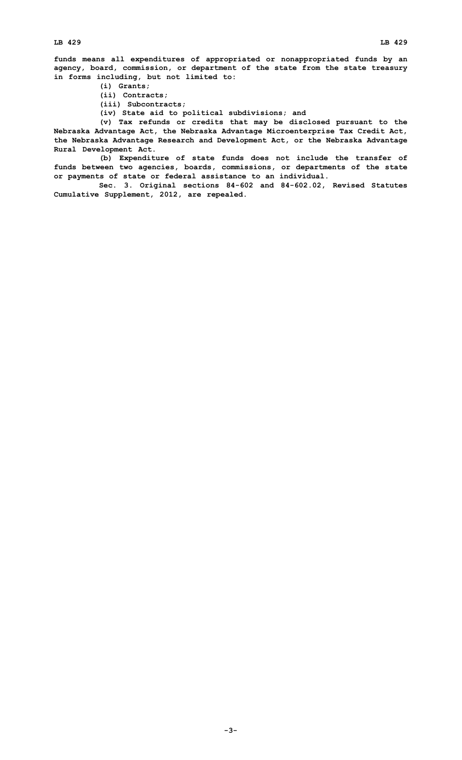**funds means all expenditures of appropriated or nonappropriated funds by an agency, board, commission, or department of the state from the state treasury in forms including, but not limited to:**

**(i) Grants;**

**(ii) Contracts;**

**(iii) Subcontracts;**

**(iv) State aid to political subdivisions; and**

**(v) Tax refunds or credits that may be disclosed pursuant to the Nebraska Advantage Act, the Nebraska Advantage Microenterprise Tax Credit Act, the Nebraska Advantage Research and Development Act, or the Nebraska Advantage Rural Development Act.**

**(b) Expenditure of state funds does not include the transfer of funds between two agencies, boards, commissions, or departments of the state or payments of state or federal assistance to an individual.**

**Sec. 3. Original sections 84-602 and 84-602.02, Revised Statutes Cumulative Supplement, 2012, are repealed.**